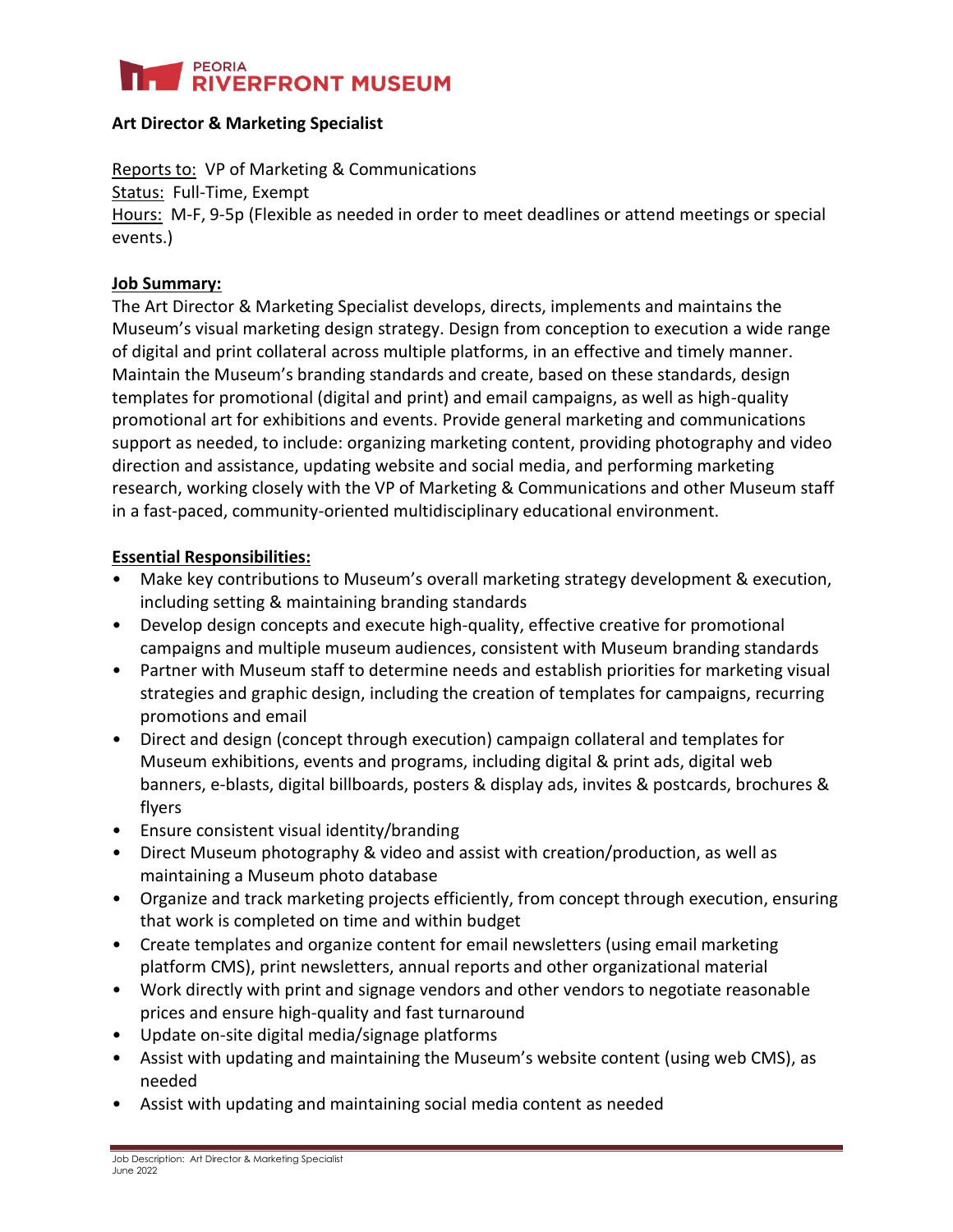PEORIA
RIVERFRONT MUSEUM

**Art Director & Marketing Specialist**

Reports to: VP of Marketing & Communications
Status: Full-Time, Exempt
Hours: M-F, 9-5p (Flexible as needed in order to meet deadlines or attend meetings or special events.)

**Job Summary:**

The Art Director & Marketing Specialist develops, directs, implements and maintains the Museum's visual marketing design strategy. Design from conception to execution a wide range of digital and print collateral across multiple platforms, in an effective and timely manner. Maintain the Museum's branding standards and create, based on these standards, design templates for promotional (digital and print) and email campaigns, as well as high-quality promotional art for exhibitions and events. Provide general marketing and communications support as needed, to include: organizing marketing content, providing photography and video direction and assistance, updating website and social media, and performing marketing research, working closely with the VP of Marketing & Communications and other Museum staff in a fast-paced, community-oriented multidisciplinary educational environment.

**Essential Responsibilities:**

- Make key contributions to Museum's overall marketing strategy development & execution, including setting & maintaining branding standards
- Develop design concepts and execute high-quality, effective creative for promotional campaigns and multiple museum audiences, consistent with Museum branding standards
- Partner with Museum staff to determine needs and establish priorities for marketing visual strategies and graphic design, including the creation of templates for campaigns, recurring promotions and email
- Direct and design (concept through execution) campaign collateral and templates for Museum exhibitions, events and programs, including digital & print ads, digital web banners, e-blasts, digital billboards, posters & display ads, invites & postcards, brochures & flyers
- Ensure consistent visual identity/branding
- Direct Museum photography & video and assist with creation/production, as well as maintaining a Museum photo database
- Organize and track marketing projects efficiently, from concept through execution, ensuring that work is completed on time and within budget
- Create templates and organize content for email newsletters (using email marketing platform CMS), print newsletters, annual reports and other organizational material
- Work directly with print and signage vendors and other vendors to negotiate reasonable prices and ensure high-quality and fast turnaround
- Update on-site digital media/signage platforms
- Assist with updating and maintaining the Museum's website content (using web CMS), as needed
- Assist with updating and maintaining social media content as needed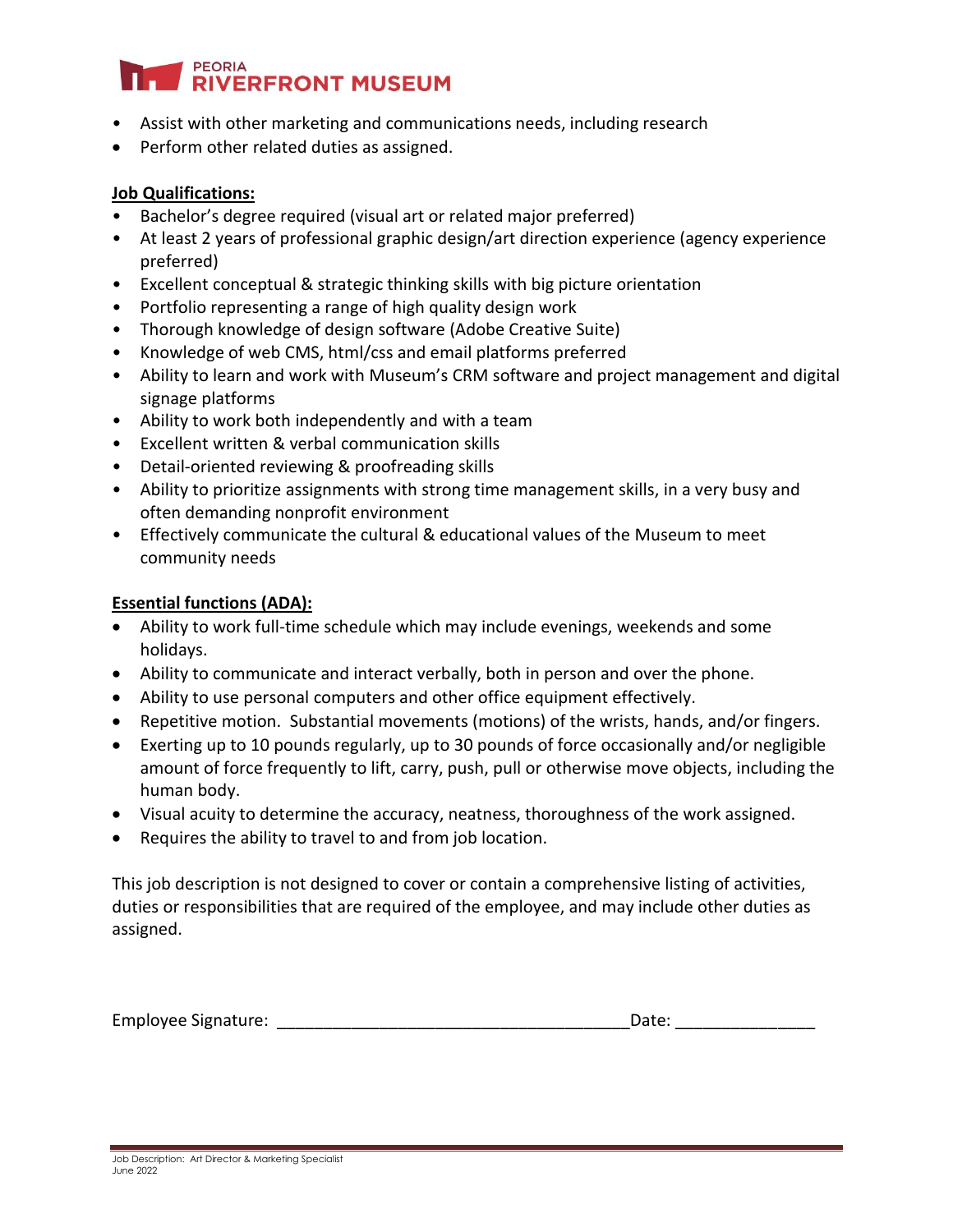- Assist with other marketing and communications needs, including research
- Perform other related duties as assigned.

**Job Qualifications:**

- Bachelor's degree required (visual art or related major preferred)
- At least 2 years of professional graphic design/art direction experience (agency experience preferred)
- Excellent conceptual & strategic thinking skills with big picture orientation
- Portfolio representing a range of high quality design work
- Thorough knowledge of design software (Adobe Creative Suite)
- Knowledge of web CMS, html/css and email platforms preferred
- Ability to learn and work with Museum's CRM software and project management and digital signage platforms
- Ability to work both independently and with a team
- Excellent written & verbal communication skills
- Detail-oriented reviewing & proofreading skills
- Ability to prioritize assignments with strong time management skills, in a very busy and often demanding nonprofit environment
- Effectively communicate the cultural & educational values of the Museum to meet community needs

**Essential functions (ADA):**

- Ability to work full-time schedule which may include evenings, weekends and some holidays.
- Ability to communicate and interact verbally, both in person and over the phone.
- Ability to use personal computers and other office equipment effectively.
- Repetitive motion. Substantial movements (motions) of the wrists, hands, and/or fingers.
- Exerting up to 10 pounds regularly, up to 30 pounds of force occasionally and/or negligible amount of force frequently to lift, carry, push, pull or otherwise move objects, including the human body.
- Visual acuity to determine the accuracy, neatness, thoroughness of the work assigned.
- Requires the ability to travel to and from job location.

This job description is not designed to cover or contain a comprehensive listing of activities, duties or responsibilities that are required of the employee, and may include other duties as assigned.

Employee Signature: ______________________________________Date: ______________